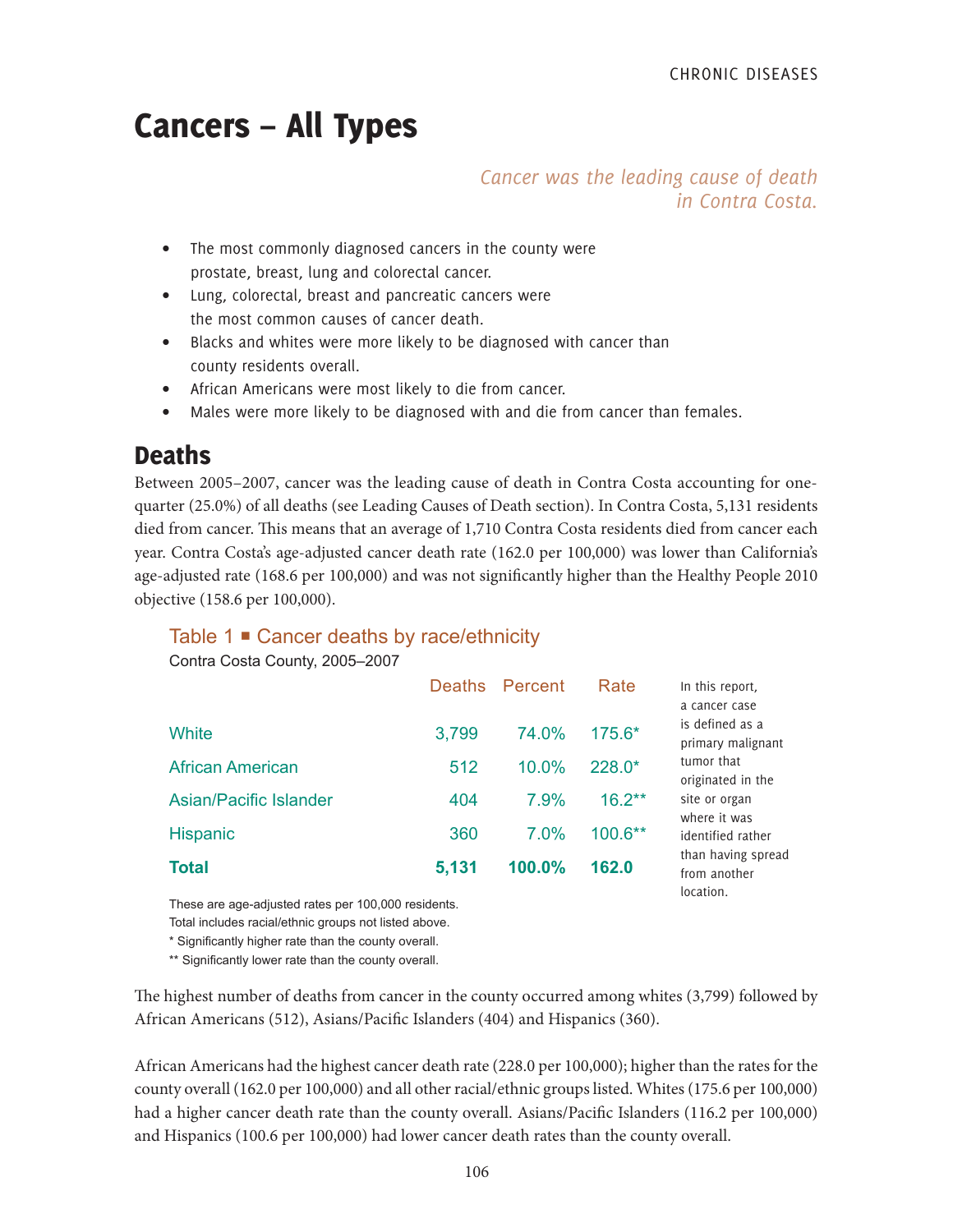# Cancers – All Types

*Cancer was the leading cause of death in Contra Costa.*

- The most commonly diagnosed cancers in the county were prostate, breast, lung and colorectal cancer.
- Lung, colorectal, breast and pancreatic cancers were the most common causes of cancer death.
- Blacks and whites were more likely to be diagnosed with cancer than county residents overall.
- African Americans were most likely to die from cancer.
- Males were more likely to be diagnosed with and die from cancer than females.

## Deaths

Between 2005–2007, cancer was the leading cause of death in Contra Costa accounting for one-quarter (25.0%) of all deaths (see Leading Causes of Death section). In Contra Costa, 5,131 residents died from cancer. This means that an average of 1,710 Contra Costa residents died from cancer each year. Contra Costa's age-adjusted cancer death rate (162.0 per 100,000) was lower than California's age-adjusted rate (168.6 per 100,000) and was not significantly higher than the Healthy People 2010 objective (158.6 per 100,000).

### Table 1 ■ Cancer deaths by race/ethnicity

Contra Costa County, 2005–2007

| | Deaths | Percent | Rate |
|---|---|---|---|
| White | 3,799 | 74.0% | 175.6* |
| African American | 512 | 10.0% | 228.0* |
| Asian/Pacific Islander | 404 | 7.9% | 16.2** |
| Hispanic | 360 | 7.0% | 100.6** |
| **Total** | **5,131** | **100.0%** | **162.0** |

These are age-adjusted rates per 100,000 residents.
Total includes racial/ethnic groups not listed above.
* Significantly higher rate than the county overall.
** Significantly lower rate than the county overall.

In this report, a cancer case is defined as a primary malignant tumor that originated in the site or organ where it was identified rather than having spread from another location.

The highest number of deaths from cancer in the county occurred among whites (3,799) followed by African Americans (512), Asians/Pacific Islanders (404) and Hispanics (360).

African Americans had the highest cancer death rate (228.0 per 100,000); higher than the rates for the county overall (162.0 per 100,000) and all other racial/ethnic groups listed. Whites (175.6 per 100,000) had a higher cancer death rate than the county overall. Asians/Pacific Islanders (116.2 per 100,000) and Hispanics (100.6 per 100,000) had lower cancer death rates than the county overall.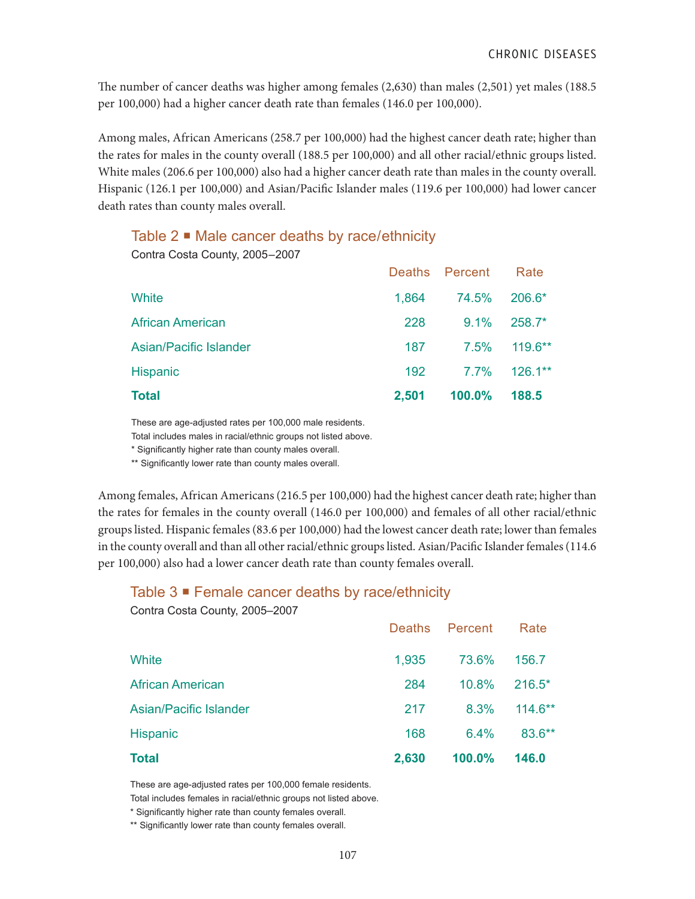The number of cancer deaths was higher among females (2,630) than males (2,501) yet males (188.5 per 100,000) had a higher cancer death rate than females (146.0 per 100,000).

Among males, African Americans (258.7 per 100,000) had the highest cancer death rate; higher than the rates for males in the county overall (188.5 per 100,000) and all other racial/ethnic groups listed. White males (206.6 per 100,000) also had a higher cancer death rate than males in the county overall. Hispanic (126.1 per 100,000) and Asian/Pacific Islander males (119.6 per 100,000) had lower cancer death rates than county males overall.

## Table 2 ▪ Male cancer deaths by race/ethnicity

Contra Costa County, 2005–2007

| | Deaths | Percent | Rate |
|---|---|---|---|
| White | 1,864 | 74.5% | 206.6* |
| African American | 228 | 9.1% | 258.7* |
| Asian/Pacific Islander | 187 | 7.5% | 119.6** |
| Hispanic | 192 | 7.7% | 126.1** |
| **Total** | **2,501** | **100.0%** | **188.5** |

These are age-adjusted rates per 100,000 male residents.
Total includes males in racial/ethnic groups not listed above.
* Significantly higher rate than county males overall.
** Significantly lower rate than county males overall.

Among females, African Americans (216.5 per 100,000) had the highest cancer death rate; higher than the rates for females in the county overall (146.0 per 100,000) and females of all other racial/ethnic groups listed. Hispanic females (83.6 per 100,000) had the lowest cancer death rate; lower than females in the county overall and than all other racial/ethnic groups listed. Asian/Pacific Islander females (114.6 per 100,000) also had a lower cancer death rate than county females overall.

## Table 3 ▪ Female cancer deaths by race/ethnicity

Contra Costa County, 2005–2007

| | Deaths | Percent | Rate |
|---|---|---|---|
| White | 1,935 | 73.6% | 156.7 |
| African American | 284 | 10.8% | 216.5* |
| Asian/Pacific Islander | 217 | 8.3% | 114.6** |
| Hispanic | 168 | 6.4% | 83.6** |
| **Total** | **2,630** | **100.0%** | **146.0** |

These are age-adjusted rates per 100,000 female residents.
Total includes females in racial/ethnic groups not listed above.
* Significantly higher rate than county females overall.
** Significantly lower rate than county females overall.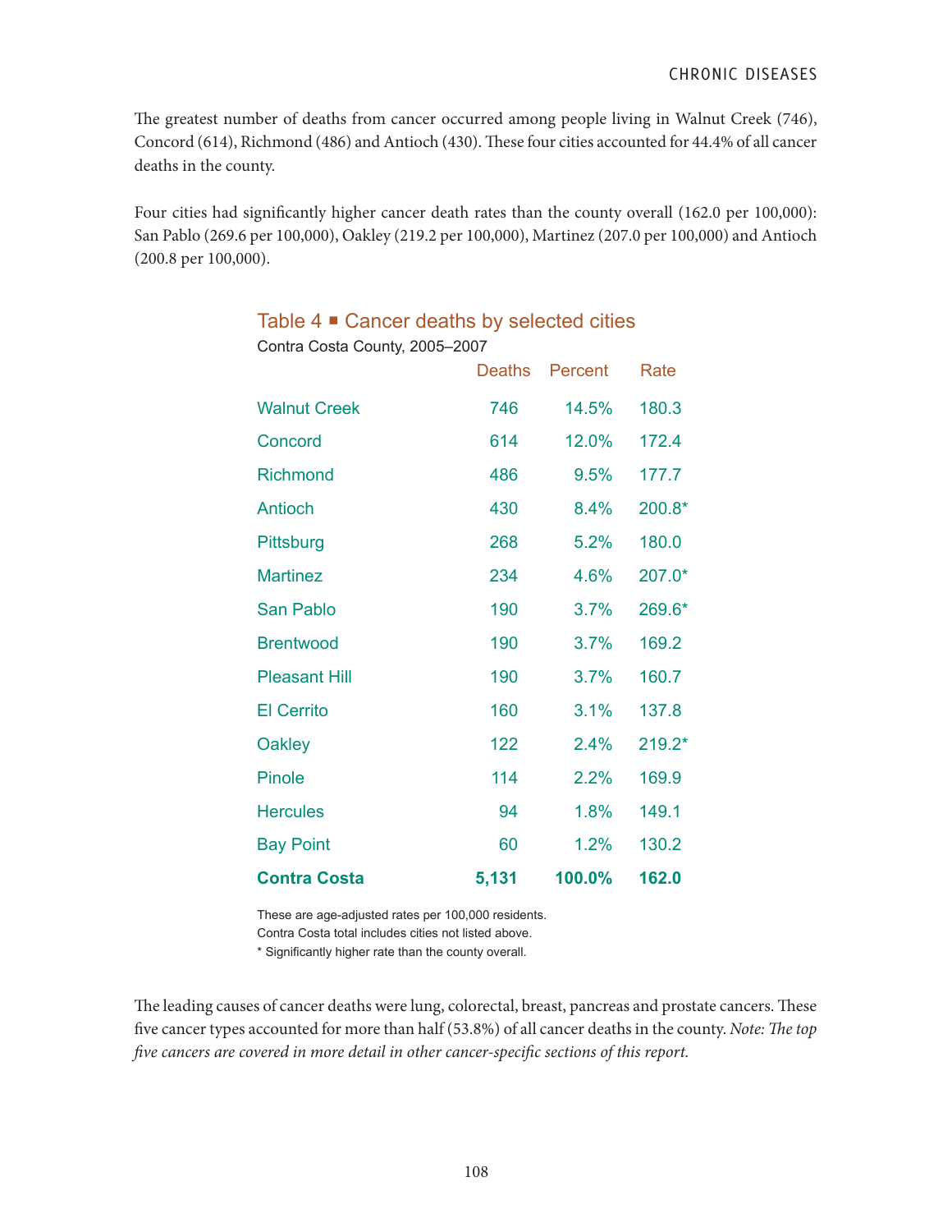The greatest number of deaths from cancer occurred among people living in Walnut Creek (746), Concord (614), Richmond (486) and Antioch (430). These four cities accounted for 44.4% of all cancer deaths in the county.

Four cities had significantly higher cancer death rates than the county overall (162.0 per 100,000): San Pablo (269.6 per 100,000), Oakley (219.2 per 100,000), Martinez (207.0 per 100,000) and Antioch (200.8 per 100,000).

### Table 4 ■ Cancer deaths by selected cities

Contra Costa County, 2005–2007

| | Deaths | Percent | Rate |
|---|---|---|---|
| Walnut Creek | 746 | 14.5% | 180.3 |
| Concord | 614 | 12.0% | 172.4 |
| Richmond | 486 | 9.5% | 177.7 |
| Antioch | 430 | 8.4% | 200.8* |
| Pittsburg | 268 | 5.2% | 180.0 |
| Martinez | 234 | 4.6% | 207.0* |
| San Pablo | 190 | 3.7% | 269.6* |
| Brentwood | 190 | 3.7% | 169.2 |
| Pleasant Hill | 190 | 3.7% | 160.7 |
| El Cerrito | 160 | 3.1% | 137.8 |
| Oakley | 122 | 2.4% | 219.2* |
| Pinole | 114 | 2.2% | 169.9 |
| Hercules | 94 | 1.8% | 149.1 |
| Bay Point | 60 | 1.2% | 130.2 |
| **Contra Costa** | **5,131** | **100.0%** | **162.0** |

These are age-adjusted rates per 100,000 residents.
Contra Costa total includes cities not listed above.
* Significantly higher rate than the county overall.

The leading causes of cancer deaths were lung, colorectal, breast, pancreas and prostate cancers. These five cancer types accounted for more than half (53.8%) of all cancer deaths in the county. *Note: The top five cancers are covered in more detail in other cancer-specific sections of this report.*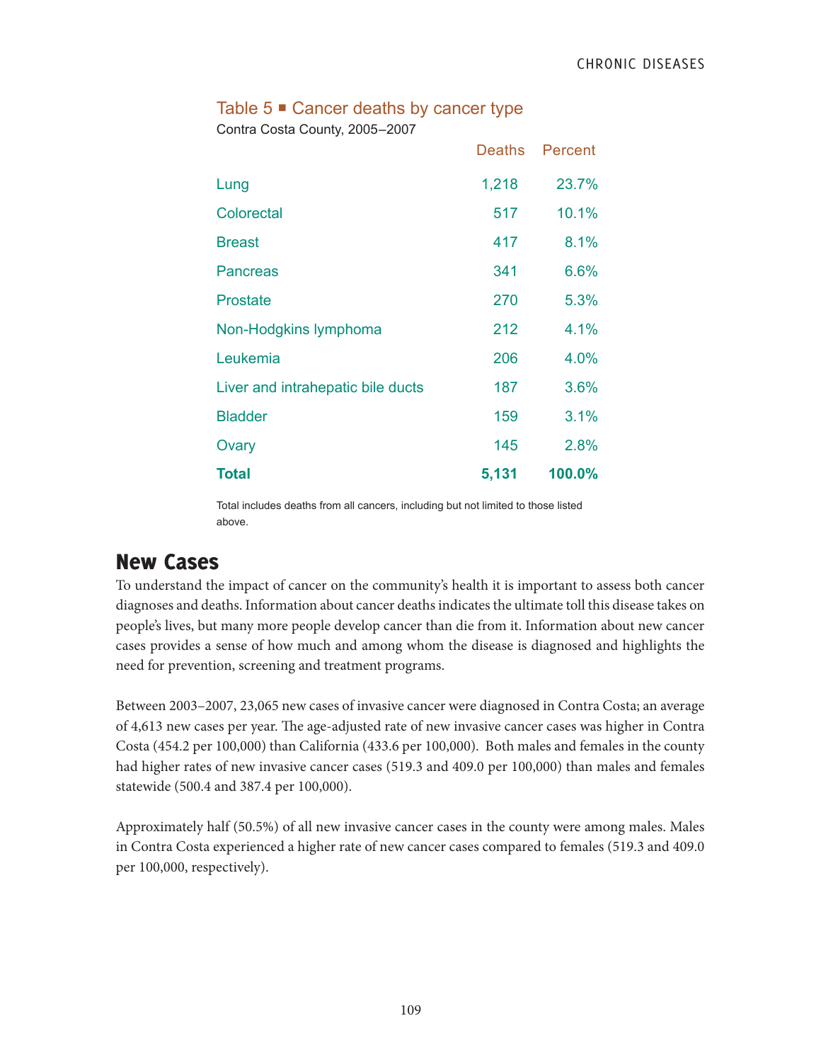Table 5 ■ Cancer deaths by cancer type

Contra Costa County, 2005–2007

| | Deaths | Percent |
|---|---|---|
| Lung | 1,218 | 23.7% |
| Colorectal | 517 | 10.1% |
| Breast | 417 | 8.1% |
| Pancreas | 341 | 6.6% |
| Prostate | 270 | 5.3% |
| Non-Hodgkins lymphoma | 212 | 4.1% |
| Leukemia | 206 | 4.0% |
| Liver and intrahepatic bile ducts | 187 | 3.6% |
| Bladder | 159 | 3.1% |
| Ovary | 145 | 2.8% |
| **Total** | **5,131** | **100.0%** |

Total includes deaths from all cancers, including but not limited to those listed above.

## New Cases

To understand the impact of cancer on the community's health it is important to assess both cancer diagnoses and deaths. Information about cancer deaths indicates the ultimate toll this disease takes on people's lives, but many more people develop cancer than die from it. Information about new cancer cases provides a sense of how much and among whom the disease is diagnosed and highlights the need for prevention, screening and treatment programs.

Between 2003–2007, 23,065 new cases of invasive cancer were diagnosed in Contra Costa; an average of 4,613 new cases per year. The age-adjusted rate of new invasive cancer cases was higher in Contra Costa (454.2 per 100,000) than California (433.6 per 100,000). Both males and females in the county had higher rates of new invasive cancer cases (519.3 and 409.0 per 100,000) than males and females statewide (500.4 and 387.4 per 100,000).

Approximately half (50.5%) of all new invasive cancer cases in the county were among males. Males in Contra Costa experienced a higher rate of new cancer cases compared to females (519.3 and 409.0 per 100,000, respectively).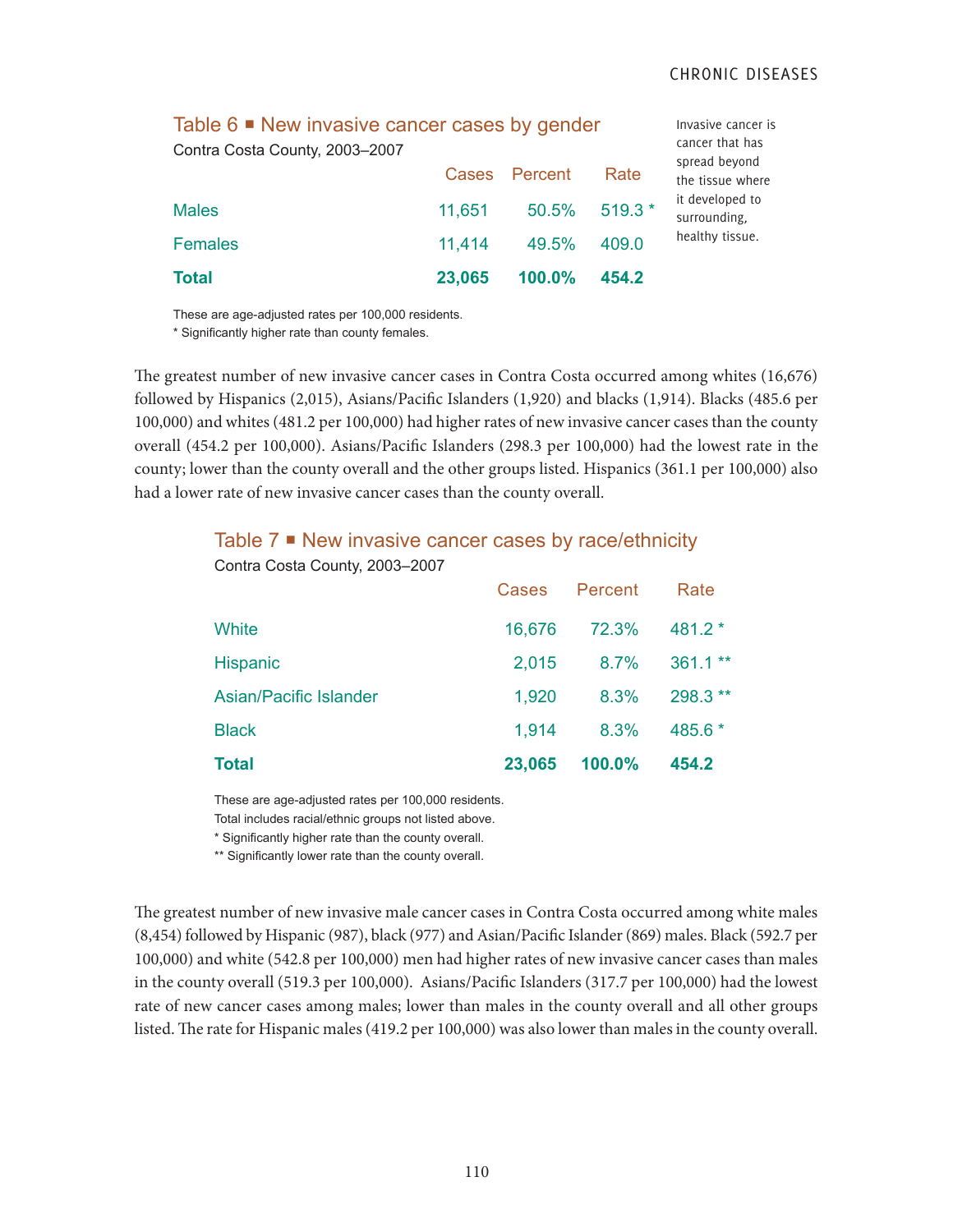### Table 6 ■ New invasive cancer cases by gender

Contra Costa County, 2003–2007

| | Cases | Percent | Rate |
|---|---|---|---|
| Males | 11,651 | 50.5% | 519.3 * |
| Females | 11,414 | 49.5% | 409.0 |
| **Total** | **23,065** | **100.0%** | **454.2** |

These are age-adjusted rates per 100,000 residents.
* Significantly higher rate than county females.

Invasive cancer is cancer that has spread beyond the tissue where it developed to surrounding, healthy tissue.

The greatest number of new invasive cancer cases in Contra Costa occurred among whites (16,676) followed by Hispanics (2,015), Asians/Pacific Islanders (1,920) and blacks (1,914). Blacks (485.6 per 100,000) and whites (481.2 per 100,000) had higher rates of new invasive cancer cases than the county overall (454.2 per 100,000). Asians/Pacific Islanders (298.3 per 100,000) had the lowest rate in the county; lower than the county overall and the other groups listed. Hispanics (361.1 per 100,000) also had a lower rate of new invasive cancer cases than the county overall.

### Table 7 ■ New invasive cancer cases by race/ethnicity

Contra Costa County, 2003–2007

| | Cases | Percent | Rate |
|---|---|---|---|
| White | 16,676 | 72.3% | 481.2 * |
| Hispanic | 2,015 | 8.7% | 361.1 ** |
| Asian/Pacific Islander | 1,920 | 8.3% | 298.3 ** |
| Black | 1,914 | 8.3% | 485.6 * |
| **Total** | **23,065** | **100.0%** | **454.2** |

These are age-adjusted rates per 100,000 residents.
Total includes racial/ethnic groups not listed above.
* Significantly higher rate than the county overall.
** Significantly lower rate than the county overall.

The greatest number of new invasive male cancer cases in Contra Costa occurred among white males (8,454) followed by Hispanic (987), black (977) and Asian/Pacific Islander (869) males. Black (592.7 per 100,000) and white (542.8 per 100,000) men had higher rates of new invasive cancer cases than males in the county overall (519.3 per 100,000). Asians/Pacific Islanders (317.7 per 100,000) had the lowest rate of new cancer cases among males; lower than males in the county overall and all other groups listed. The rate for Hispanic males (419.2 per 100,000) was also lower than males in the county overall.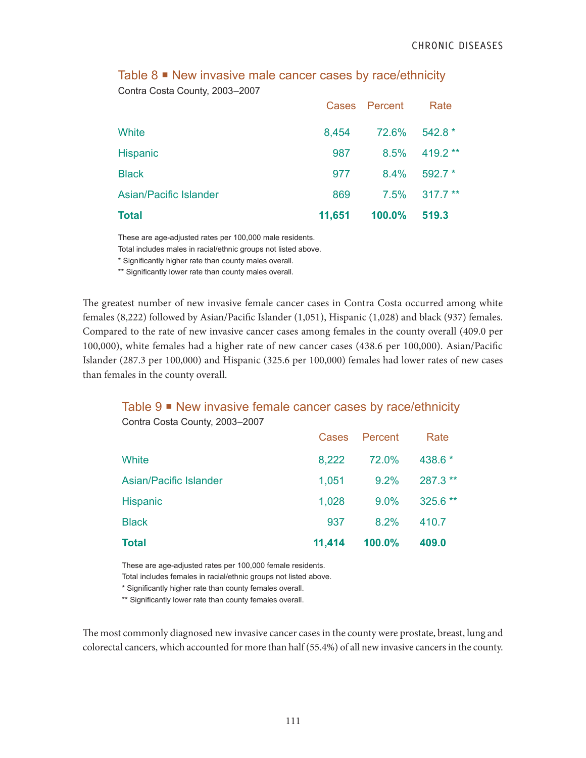### Table 8 ■ New invasive male cancer cases by race/ethnicity

Contra Costa County, 2003–2007

| | Cases | Percent | Rate |
|---|---|---|---|
| White | 8,454 | 72.6% | 542.8 * |
| Hispanic | 987 | 8.5% | 419.2 ** |
| Black | 977 | 8.4% | 592.7 * |
| Asian/Pacific Islander | 869 | 7.5% | 317.7 ** |
| **Total** | **11,651** | **100.0%** | **519.3** |

These are age-adjusted rates per 100,000 male residents.
Total includes males in racial/ethnic groups not listed above.
* Significantly higher rate than county males overall.
** Significantly lower rate than county males overall.

The greatest number of new invasive female cancer cases in Contra Costa occurred among white females (8,222) followed by Asian/Pacific Islander (1,051), Hispanic (1,028) and black (937) females. Compared to the rate of new invasive cancer cases among females in the county overall (409.0 per 100,000), white females had a higher rate of new cancer cases (438.6 per 100,000). Asian/Pacific Islander (287.3 per 100,000) and Hispanic (325.6 per 100,000) females had lower rates of new cases than females in the county overall.

### Table 9 ■ New invasive female cancer cases by race/ethnicity

Contra Costa County, 2003–2007

| | Cases | Percent | Rate |
|---|---|---|---|
| White | 8,222 | 72.0% | 438.6 * |
| Asian/Pacific Islander | 1,051 | 9.2% | 287.3 ** |
| Hispanic | 1,028 | 9.0% | 325.6 ** |
| Black | 937 | 8.2% | 410.7 |
| **Total** | **11,414** | **100.0%** | **409.0** |

These are age-adjusted rates per 100,000 female residents.
Total includes females in racial/ethnic groups not listed above.
* Significantly higher rate than county females overall.
** Significantly lower rate than county females overall.

The most commonly diagnosed new invasive cancer cases in the county were prostate, breast, lung and colorectal cancers, which accounted for more than half (55.4%) of all new invasive cancers in the county.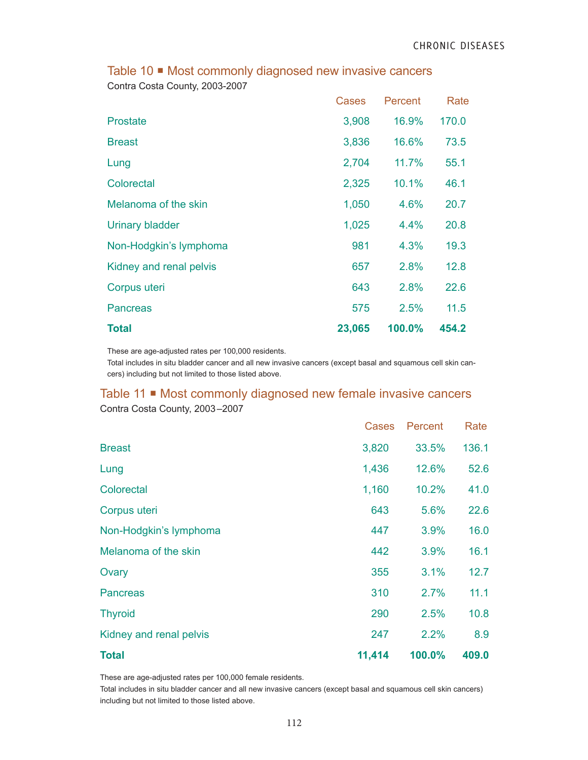## Table 10 ▪ Most commonly diagnosed new invasive cancers

Contra Costa County, 2003-2007

| | Cases | Percent | Rate |
|---|---|---|---|
| Prostate | 3,908 | 16.9% | 170.0 |
| Breast | 3,836 | 16.6% | 73.5 |
| Lung | 2,704 | 11.7% | 55.1 |
| Colorectal | 2,325 | 10.1% | 46.1 |
| Melanoma of the skin | 1,050 | 4.6% | 20.7 |
| Urinary bladder | 1,025 | 4.4% | 20.8 |
| Non-Hodgkin's lymphoma | 981 | 4.3% | 19.3 |
| Kidney and renal pelvis | 657 | 2.8% | 12.8 |
| Corpus uteri | 643 | 2.8% | 22.6 |
| Pancreas | 575 | 2.5% | 11.5 |
| **Total** | **23,065** | **100.0%** | **454.2** |

These are age-adjusted rates per 100,000 residents.
Total includes in situ bladder cancer and all new invasive cancers (except basal and squamous cell skin cancers) including but not limited to those listed above.

## Table 11 ▪ Most commonly diagnosed new female invasive cancers

Contra Costa County, 2003–2007

| | Cases | Percent | Rate |
|---|---|---|---|
| Breast | 3,820 | 33.5% | 136.1 |
| Lung | 1,436 | 12.6% | 52.6 |
| Colorectal | 1,160 | 10.2% | 41.0 |
| Corpus uteri | 643 | 5.6% | 22.6 |
| Non-Hodgkin's lymphoma | 447 | 3.9% | 16.0 |
| Melanoma of the skin | 442 | 3.9% | 16.1 |
| Ovary | 355 | 3.1% | 12.7 |
| Pancreas | 310 | 2.7% | 11.1 |
| Thyroid | 290 | 2.5% | 10.8 |
| Kidney and renal pelvis | 247 | 2.2% | 8.9 |
| **Total** | **11,414** | **100.0%** | **409.0** |

These are age-adjusted rates per 100,000 female residents.
Total includes in situ bladder cancer and all new invasive cancers (except basal and squamous cell skin cancers) including but not limited to those listed above.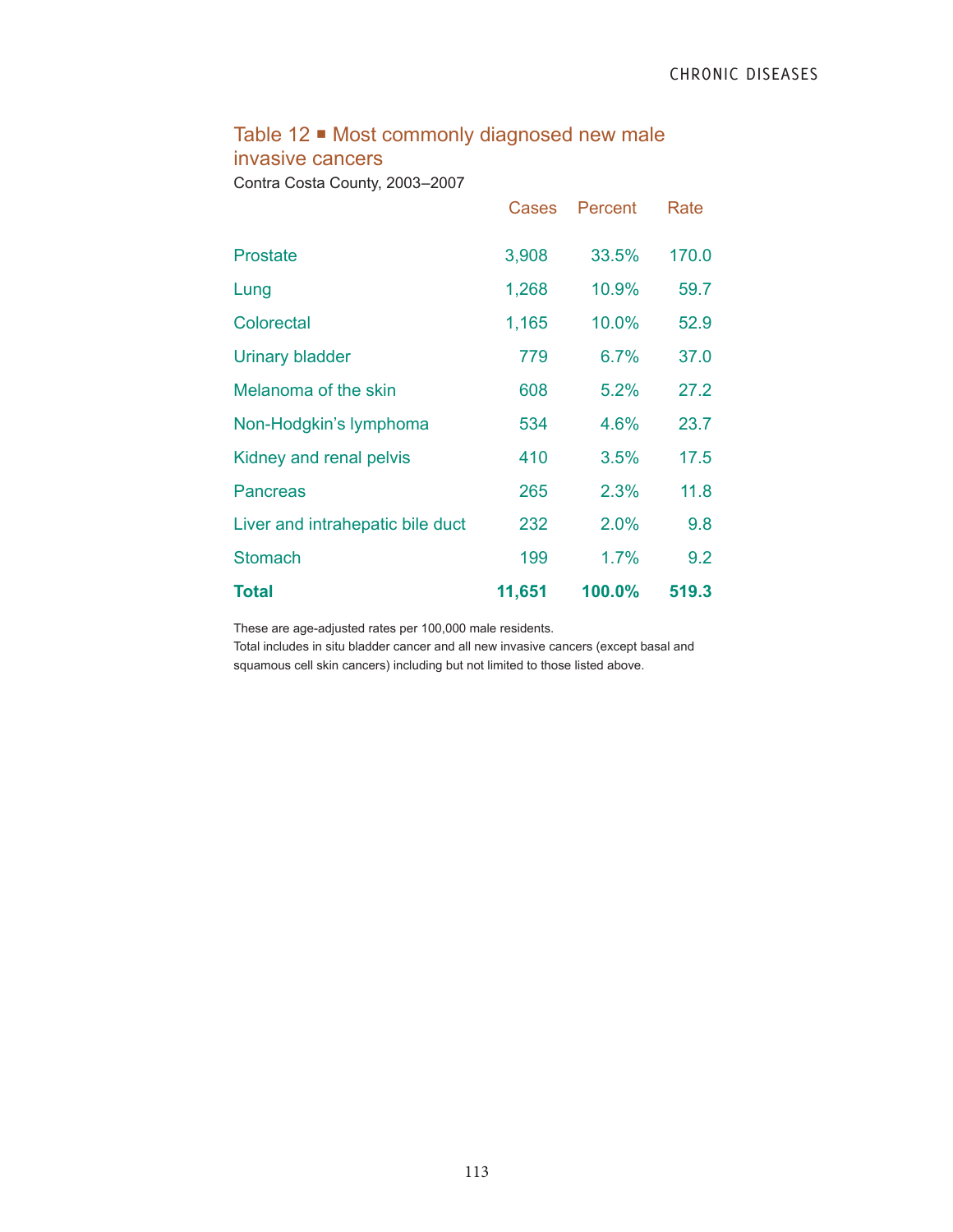## Table 12 ■ Most commonly diagnosed new male invasive cancers

Contra Costa County, 2003–2007

| | Cases | Percent | Rate |
|---|---|---|---|
| Prostate | 3,908 | 33.5% | 170.0 |
| Lung | 1,268 | 10.9% | 59.7 |
| Colorectal | 1,165 | 10.0% | 52.9 |
| Urinary bladder | 779 | 6.7% | 37.0 |
| Melanoma of the skin | 608 | 5.2% | 27.2 |
| Non-Hodgkin's lymphoma | 534 | 4.6% | 23.7 |
| Kidney and renal pelvis | 410 | 3.5% | 17.5 |
| Pancreas | 265 | 2.3% | 11.8 |
| Liver and intrahepatic bile duct | 232 | 2.0% | 9.8 |
| Stomach | 199 | 1.7% | 9.2 |
| **Total** | **11,651** | **100.0%** | **519.3** |

These are age-adjusted rates per 100,000 male residents.

Total includes in situ bladder cancer and all new invasive cancers (except basal and squamous cell skin cancers) including but not limited to those listed above.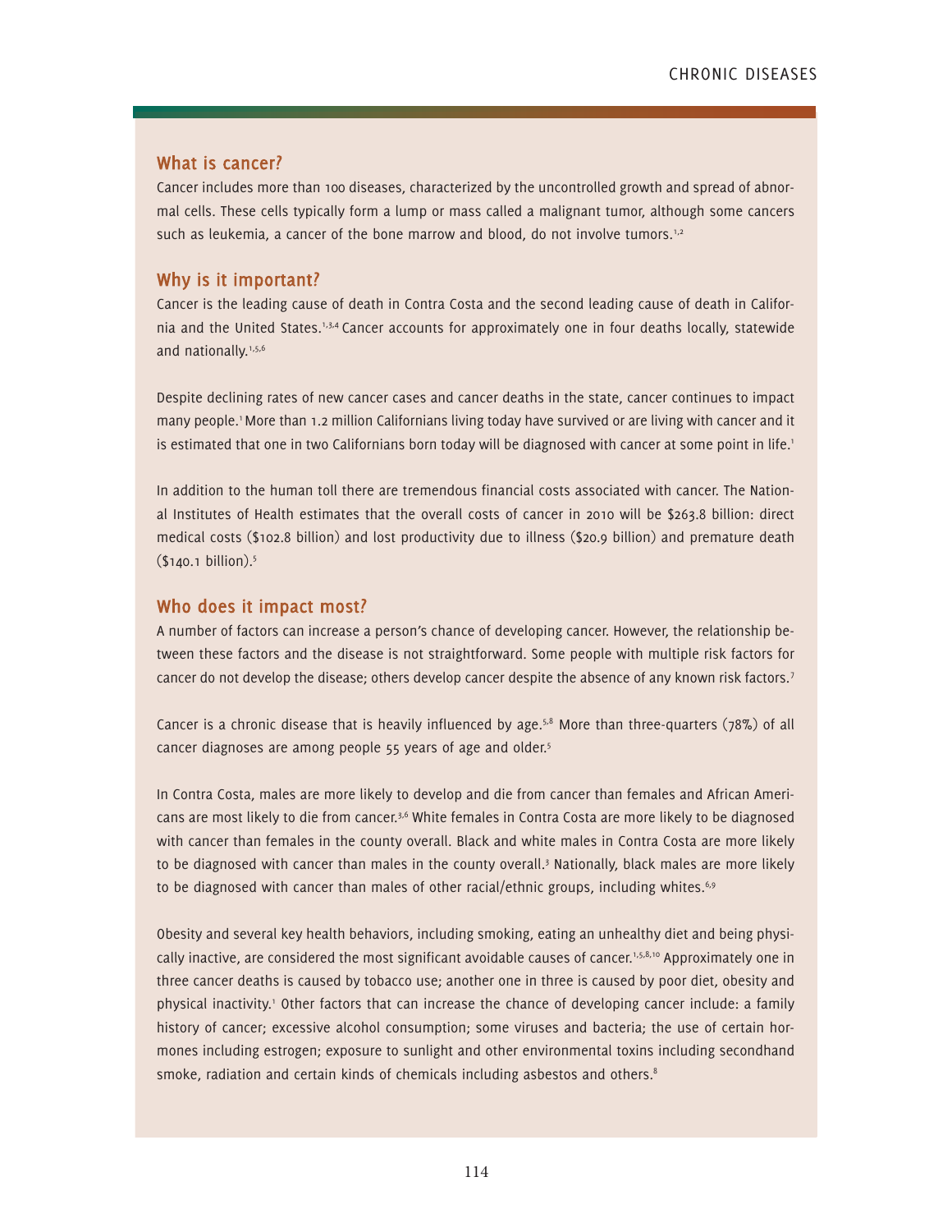## What is cancer?

Cancer includes more than 100 diseases, characterized by the uncontrolled growth and spread of abnormal cells. These cells typically form a lump or mass called a malignant tumor, although some cancers such as leukemia, a cancer of the bone marrow and blood, do not involve tumors.[1,2]

## Why is it important?

Cancer is the leading cause of death in Contra Costa and the second leading cause of death in California and the United States.[1,3,4] Cancer accounts for approximately one in four deaths locally, statewide and nationally.[1,5,6]

Despite declining rates of new cancer cases and cancer deaths in the state, cancer continues to impact many people.[1] More than 1.2 million Californians living today have survived or are living with cancer and it is estimated that one in two Californians born today will be diagnosed with cancer at some point in life.[1]

In addition to the human toll there are tremendous financial costs associated with cancer. The National Institutes of Health estimates that the overall costs of cancer in 2010 will be $263.8 billion: direct medical costs ($102.8 billion) and lost productivity due to illness ($20.9 billion) and premature death ($140.1 billion).[5]

## Who does it impact most?

A number of factors can increase a person's chance of developing cancer. However, the relationship between these factors and the disease is not straightforward. Some people with multiple risk factors for cancer do not develop the disease; others develop cancer despite the absence of any known risk factors.[7]

Cancer is a chronic disease that is heavily influenced by age.[5,8] More than three-quarters (78%) of all cancer diagnoses are among people 55 years of age and older.[5]

In Contra Costa, males are more likely to develop and die from cancer than females and African Americans are most likely to die from cancer.[3,6] White females in Contra Costa are more likely to be diagnosed with cancer than females in the county overall. Black and white males in Contra Costa are more likely to be diagnosed with cancer than males in the county overall.[3] Nationally, black males are more likely to be diagnosed with cancer than males of other racial/ethnic groups, including whites.[6,9]

Obesity and several key health behaviors, including smoking, eating an unhealthy diet and being physically inactive, are considered the most significant avoidable causes of cancer.[1,5,8,10] Approximately one in three cancer deaths is caused by tobacco use; another one in three is caused by poor diet, obesity and physical inactivity.[1] Other factors that can increase the chance of developing cancer include: a family history of cancer; excessive alcohol consumption; some viruses and bacteria; the use of certain hormones including estrogen; exposure to sunlight and other environmental toxins including secondhand smoke, radiation and certain kinds of chemicals including asbestos and others.[8]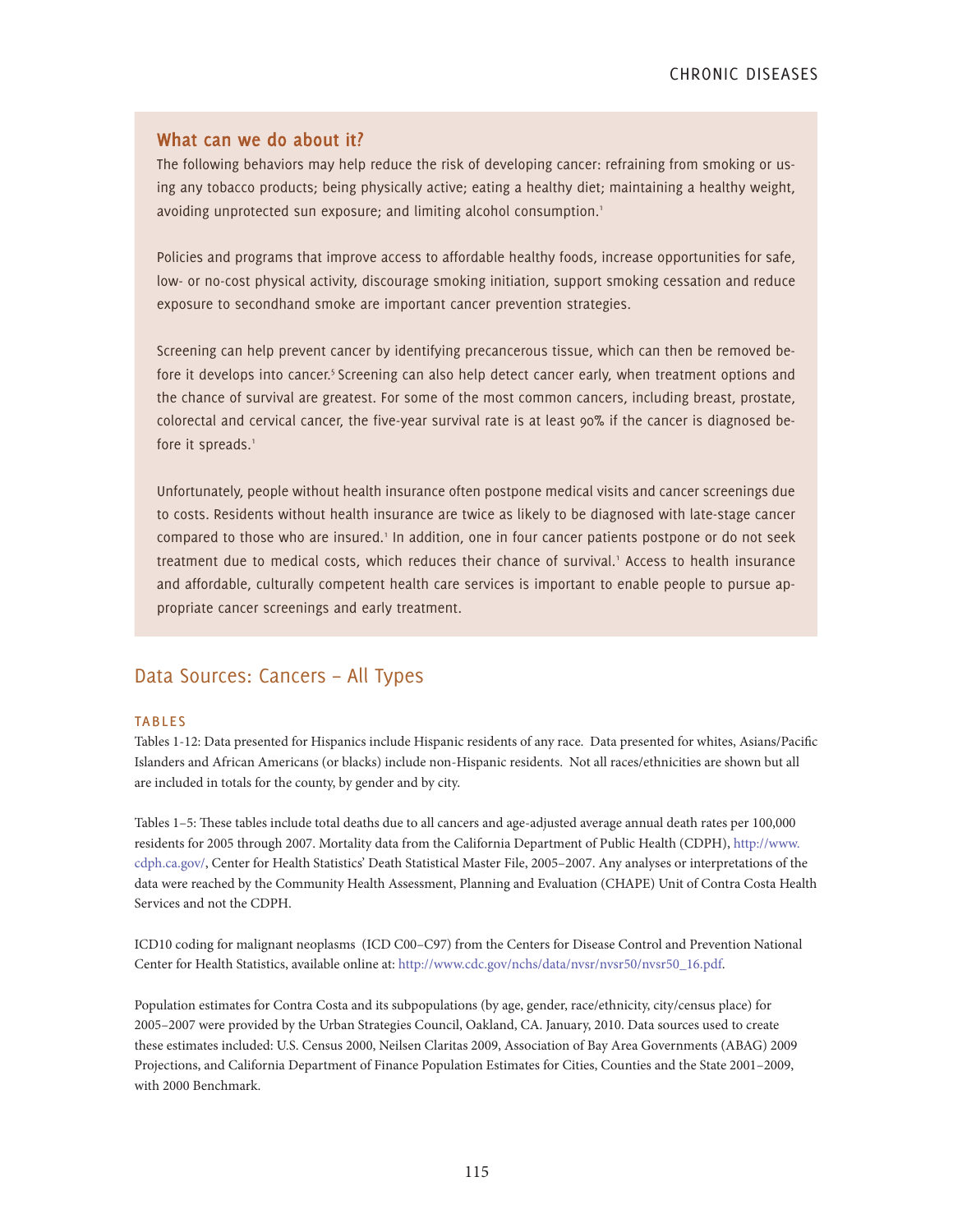### What can we do about it?

The following behaviors may help reduce the risk of developing cancer: refraining from smoking or using any tobacco products; being physically active; eating a healthy diet; maintaining a healthy weight, avoiding unprotected sun exposure; and limiting alcohol consumption.[1]

Policies and programs that improve access to affordable healthy foods, increase opportunities for safe, low- or no-cost physical activity, discourage smoking initiation, support smoking cessation and reduce exposure to secondhand smoke are important cancer prevention strategies.

Screening can help prevent cancer by identifying precancerous tissue, which can then be removed before it develops into cancer.[5] Screening can also help detect cancer early, when treatment options and the chance of survival are greatest. For some of the most common cancers, including breast, prostate, colorectal and cervical cancer, the five-year survival rate is at least 90% if the cancer is diagnosed before it spreads.[1]

Unfortunately, people without health insurance often postpone medical visits and cancer screenings due to costs. Residents without health insurance are twice as likely to be diagnosed with late-stage cancer compared to those who are insured.[1] In addition, one in four cancer patients postpone or do not seek treatment due to medical costs, which reduces their chance of survival.[1] Access to health insurance and affordable, culturally competent health care services is important to enable people to pursue appropriate cancer screenings and early treatment.

## Data Sources: Cancers – All Types

#### TABLES

Tables 1-12: Data presented for Hispanics include Hispanic residents of any race. Data presented for whites, Asians/Pacific Islanders and African Americans (or blacks) include non-Hispanic residents. Not all races/ethnicities are shown but all are included in totals for the county, by gender and by city.

Tables 1–5: These tables include total deaths due to all cancers and age-adjusted average annual death rates per 100,000 residents for 2005 through 2007. Mortality data from the California Department of Public Health (CDPH), http://www.cdph.ca.gov/, Center for Health Statistics' Death Statistical Master File, 2005–2007. Any analyses or interpretations of the data were reached by the Community Health Assessment, Planning and Evaluation (CHAPE) Unit of Contra Costa Health Services and not the CDPH.

ICD10 coding for malignant neoplasms (ICD C00–C97) from the Centers for Disease Control and Prevention National Center for Health Statistics, available online at: http://www.cdc.gov/nchs/data/nvsr/nvsr50/nvsr50_16.pdf.

Population estimates for Contra Costa and its subpopulations (by age, gender, race/ethnicity, city/census place) for 2005–2007 were provided by the Urban Strategies Council, Oakland, CA. January, 2010. Data sources used to create these estimates included: U.S. Census 2000, Neilsen Claritas 2009, Association of Bay Area Governments (ABAG) 2009 Projections, and California Department of Finance Population Estimates for Cities, Counties and the State 2001–2009, with 2000 Benchmark.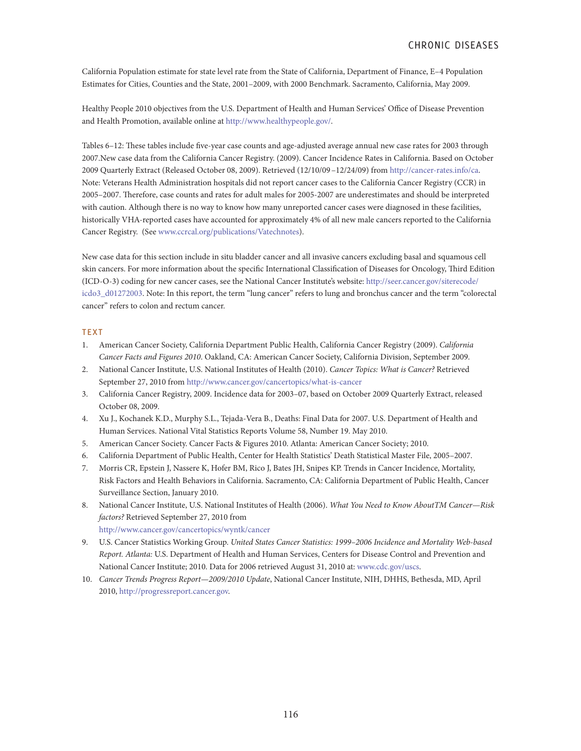California Population estimate for state level rate from the State of California, Department of Finance, E–4 Population Estimates for Cities, Counties and the State, 2001–2009, with 2000 Benchmark. Sacramento, California, May 2009.

Healthy People 2010 objectives from the U.S. Department of Health and Human Services' Office of Disease Prevention and Health Promotion, available online at http://www.healthypeople.gov/.

Tables 6–12: These tables include five-year case counts and age-adjusted average annual new case rates for 2003 through 2007.New case data from the California Cancer Registry. (2009). Cancer Incidence Rates in California. Based on October 2009 Quarterly Extract (Released October 08, 2009). Retrieved (12/10/09 –12/24/09) from http://cancer-rates.info/ca. Note: Veterans Health Administration hospitals did not report cancer cases to the California Cancer Registry (CCR) in 2005–2007. Therefore, case counts and rates for adult males for 2005-2007 are underestimates and should be interpreted with caution. Although there is no way to know how many unreported cancer cases were diagnosed in these facilities, historically VHA-reported cases have accounted for approximately 4% of all new male cancers reported to the California Cancer Registry. (See www.ccrcal.org/publications/Vatechnotes).

New case data for this section include in situ bladder cancer and all invasive cancers excluding basal and squamous cell skin cancers. For more information about the specific International Classification of Diseases for Oncology, Third Edition (ICD-O-3) coding for new cancer cases, see the National Cancer Institute's website: http://seer.cancer.gov/siterecode/icdo3_d01272003. Note: In this report, the term "lung cancer" refers to lung and bronchus cancer and the term "colorectal cancer" refers to colon and rectum cancer.

## TEXT

1. American Cancer Society, California Department Public Health, California Cancer Registry (2009). *California Cancer Facts and Figures 2010*. Oakland, CA: American Cancer Society, California Division, September 2009.
2. National Cancer Institute, U.S. National Institutes of Health (2010). *Cancer Topics: What is Cancer?* Retrieved September 27, 2010 from http://www.cancer.gov/cancertopics/what-is-cancer
3. California Cancer Registry, 2009. Incidence data for 2003–07, based on October 2009 Quarterly Extract, released October 08, 2009.
4. Xu J., Kochanek K.D., Murphy S.L., Tejada-Vera B., Deaths: Final Data for 2007. U.S. Department of Health and Human Services. National Vital Statistics Reports Volume 58, Number 19. May 2010.
5. American Cancer Society. Cancer Facts & Figures 2010. Atlanta: American Cancer Society; 2010.
6. California Department of Public Health, Center for Health Statistics' Death Statistical Master File, 2005–2007.
7. Morris CR, Epstein J, Nassere K, Hofer BM, Rico J, Bates JH, Snipes KP. Trends in Cancer Incidence, Mortality, Risk Factors and Health Behaviors in California. Sacramento, CA: California Department of Public Health, Cancer Surveillance Section, January 2010.
8. National Cancer Institute, U.S. National Institutes of Health (2006). *What You Need to Know AboutTM Cancer—Risk factors?* Retrieved September 27, 2010 from http://www.cancer.gov/cancertopics/wyntk/cancer
9. U.S. Cancer Statistics Working Group. *United States Cancer Statistics: 1999–2006 Incidence and Mortality Web-based Report. Atlanta:* U.S. Department of Health and Human Services, Centers for Disease Control and Prevention and National Cancer Institute; 2010. Data for 2006 retrieved August 31, 2010 at: www.cdc.gov/uscs.
10. *Cancer Trends Progress Report—2009/2010 Update*, National Cancer Institute, NIH, DHHS, Bethesda, MD, April 2010, http://progressreport.cancer.gov.